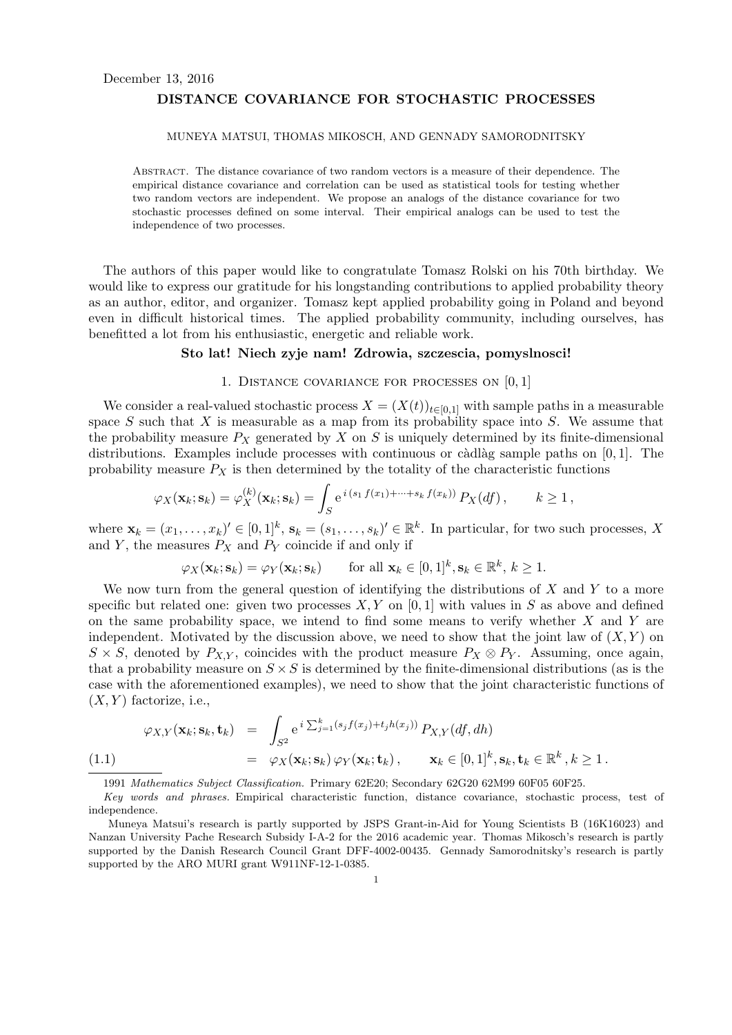December 13, 2016

# DISTANCE COVARIANCE FOR STOCHASTIC PROCESSES

MUNEYA MATSUI, THOMAS MIKOSCH, AND GENNADY SAMORODNITSKY

Abstract. The distance covariance of two random vectors is a measure of their dependence. The empirical distance covariance and correlation can be used as statistical tools for testing whether two random vectors are independent. We propose an analogs of the distance covariance for two stochastic processes defined on some interval. Their empirical analogs can be used to test the independence of two processes.

The authors of this paper would like to congratulate Tomasz Rolski on his 70th birthday. We would like to express our gratitude for his longstanding contributions to applied probability theory as an author, editor, and organizer. Tomasz kept applied probability going in Poland and beyond even in difficult historical times. The applied probability community, including ourselves, has benefitted a lot from his enthusiastic, energetic and reliable work.

**Sto lat! Niech zyje nam! Zdrowia, szczescia, pomyslnosci!**

## 1. Distance covariance for processes on $[0,1]$

We consider a real-valued stochastic process $X = (X(t))_{t\in[0,1]}$ with sample paths in a measurable space $S$ such that $X$ is measurable as a map from its probability space into $S$. We assume that the probability measure $P_X$ generated by $X$ on $S$ is uniquely determined by its finite-dimensional distributions. Examples include processes with continuous or càdlàg sample paths on $[0,1]$. The probability measure $P_X$ is then determined by the totality of the characteristic functions

$$\varphi_X(\mathbf{x}_k;\mathbf{s}_k) = \varphi_X^{(k)}(\mathbf{x}_k;\mathbf{s}_k) = \int_S \mathrm{e}^{\,i\,(s_1\,f(x_1)+\cdots+s_k\,f(x_k))}\,P_X(df)\,, \qquad k\ge 1\,,$$

where $\mathbf{x}_k = (x_1,\ldots,x_k)' \in [0,1]^k$, $\mathbf{s}_k = (s_1,\ldots,s_k)' \in \mathbb{R}^k$. In particular, for two such processes, $X$ and $Y$, the measures $P_X$ and $P_Y$ coincide if and only if

$$\varphi_X(\mathbf{x}_k;\mathbf{s}_k) = \varphi_Y(\mathbf{x}_k;\mathbf{s}_k) \qquad \text{for all } \mathbf{x}_k\in[0,1]^k, \mathbf{s}_k\in\mathbb{R}^k,\ k\ge 1.$$

We now turn from the general question of identifying the distributions of $X$ and $Y$ to a more specific but related one: given two processes $X, Y$ on $[0,1]$ with values in $S$ as above and defined on the same probability space, we intend to find some means to verify whether $X$ and $Y$ are independent. Motivated by the discussion above, we need to show that the joint law of $(X,Y)$ on $S\times S$, denoted by $P_{X,Y}$, coincides with the product measure $P_X\otimes P_Y$. Assuming, once again, that a probability measure on $S\times S$ is determined by the finite-dimensional distributions (as is the case with the aforementioned examples), we need to show that the joint characteristic functions of $(X,Y)$ factorize, i.e.,

$$\begin{aligned}\varphi_{X,Y}(\mathbf{x}_k;\mathbf{s}_k,\mathbf{t}_k) &= \int_{S^2} \mathrm{e}^{\,i\sum_{j=1}^k (s_j f(x_j)+t_j h(x_j))}\,P_{X,Y}(df,dh)\\ &= \varphi_X(\mathbf{x}_k;\mathbf{s}_k)\,\varphi_Y(\mathbf{x}_k;\mathbf{t}_k)\,, \qquad \mathbf{x}_k\in[0,1]^k, \mathbf{s}_k,\mathbf{t}_k\in\mathbb{R}^k\,, k\ge 1\,. \end{aligned} \tag{1.1}$$

1991 *Mathematics Subject Classification.* Primary 62E20; Secondary 62G20 62M99 60F05 60F25.

*Key words and phrases.* Empirical characteristic function, distance covariance, stochastic process, test of independence.

Muneya Matsui's research is partly supported by JSPS Grant-in-Aid for Young Scientists B (16K16023) and Nanzan University Pache Research Subsidy I-A-2 for the 2016 academic year. Thomas Mikosch's research is partly supported by the Danish Research Council Grant DFF-4002-00435. Gennady Samorodnitsky's research is partly supported by the ARO MURI grant W911NF-12-1-0385.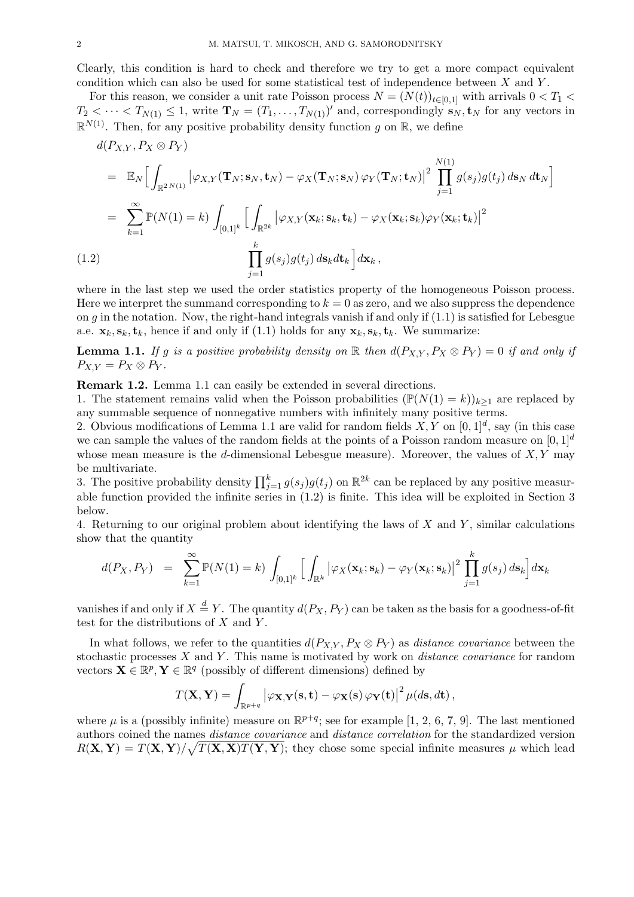Clearly, this condition is hard to check and therefore we try to get a more compact equivalent condition which can also be used for some statistical test of independence between $X$ and $Y$.

For this reason, we consider a unit rate Poisson process $N = (N(t))_{t\in[0,1]}$ with arrivals $0 < T_1 < T_2 < \cdots < T_{N(1)} \le 1$, write $\mathbf{T}_N = (T_1, \ldots, T_{N(1)})'$ and, correspondingly $\mathbf{s}_N, \mathbf{t}_N$ for any vectors in $\mathbb{R}^{N(1)}$. Then, for any positive probability density function $g$ on $\mathbb{R}$, we define

$$
\begin{aligned}
& d(P_{X,Y}, P_X \otimes P_Y) \\
&= \mathbb{E}_N\Big[ \int_{\mathbb{R}^{2\,N(1)}} \big|\varphi_{X,Y}(\mathbf{T}_N; \mathbf{s}_N, \mathbf{t}_N) - \varphi_X(\mathbf{T}_N; \mathbf{s}_N)\, \varphi_Y(\mathbf{T}_N; \mathbf{t}_N)\big|^2 \prod_{j=1}^{N(1)} g(s_j) g(t_j)\, d\mathbf{s}_N\, d\mathbf{t}_N \Big] \\
&= \sum_{k=1}^{\infty} \mathbb{P}(N(1) = k) \int_{[0,1]^k} \Big[ \int_{\mathbb{R}^{2k}} \big|\varphi_{X,Y}(\mathbf{x}_k; \mathbf{s}_k, \mathbf{t}_k) - \varphi_X(\mathbf{x}_k; \mathbf{s}_k)\varphi_Y(\mathbf{x}_k; \mathbf{t}_k)\big|^2 \\
&\qquad\qquad \prod_{j=1}^{k} g(s_j) g(t_j)\, d\mathbf{s}_k d\mathbf{t}_k \Big] d\mathbf{x}_k\,,
\end{aligned}
\tag{1.2}
$$

where in the last step we used the order statistics property of the homogeneous Poisson process. Here we interpret the summand corresponding to $k = 0$ as zero, and we also suppress the dependence on $g$ in the notation. Now, the right-hand integrals vanish if and only if (1.1) is satisfied for Lebesgue a.e. $\mathbf{x}_k, \mathbf{s}_k, \mathbf{t}_k$, hence if and only if (1.1) holds for any $\mathbf{x}_k, \mathbf{s}_k, \mathbf{t}_k$. We summarize:

**Lemma 1.1.** *If $g$ is a positive probability density on $\mathbb{R}$ then $d(P_{X,Y}, P_X \otimes P_Y) = 0$ if and only if $P_{X,Y} = P_X \otimes P_Y$.*

**Remark 1.2.** Lemma 1.1 can easily be extended in several directions.

1. The statement remains valid when the Poisson probabilities $(\mathbb{P}(N(1) = k))_{k\ge1}$ are replaced by any summable sequence of nonnegative numbers with infinitely many positive terms.
2. Obvious modifications of Lemma 1.1 are valid for random fields $X, Y$ on $[0,1]^d$, say (in this case we can sample the values of the random fields at the points of a Poisson random measure on $[0,1]^d$ whose mean measure is the $d$-dimensional Lebesgue measure). Moreover, the values of $X, Y$ may be multivariate.
3. The positive probability density $\prod_{j=1}^{k} g(s_j)g(t_j)$ on $\mathbb{R}^{2k}$ can be replaced by any positive measurable function provided the infinite series in (1.2) is finite. This idea will be exploited in Section 3 below.
4. Returning to our original problem about identifying the laws of $X$ and $Y$, similar calculations show that the quantity

$$
d(P_X, P_Y) = \sum_{k=1}^{\infty} \mathbb{P}(N(1) = k) \int_{[0,1]^k} \Big[ \int_{\mathbb{R}^k} \big|\varphi_X(\mathbf{x}_k; \mathbf{s}_k) - \varphi_Y(\mathbf{x}_k; \mathbf{s}_k)\big|^2 \prod_{j=1}^{k} g(s_j)\, d\mathbf{s}_k \Big] d\mathbf{x}_k
$$

vanishes if and only if $X \overset{d}{=} Y$. The quantity $d(P_X, P_Y)$ can be taken as the basis for a goodness-of-fit test for the distributions of $X$ and $Y$.

In what follows, we refer to the quantities $d(P_{X,Y}, P_X \otimes P_Y)$ as *distance covariance* between the stochastic processes $X$ and $Y$. This name is motivated by work on *distance covariance* for random vectors $\mathbf{X} \in \mathbb{R}^p, \mathbf{Y} \in \mathbb{R}^q$ (possibly of different dimensions) defined by

$$
T(\mathbf{X}, \mathbf{Y}) = \int_{\mathbb{R}^{p+q}} \big|\varphi_{\mathbf{X},\mathbf{Y}}(\mathbf{s}, \mathbf{t}) - \varphi_{\mathbf{X}}(\mathbf{s})\, \varphi_{\mathbf{Y}}(\mathbf{t})\big|^2 \mu(d\mathbf{s}, d\mathbf{t})\,,
$$

where $\mu$ is a (possibly infinite) measure on $\mathbb{R}^{p+q}$; see for example [1, 2, 6, 7, 9]. The last mentioned authors coined the names *distance covariance* and *distance correlation* for the standardized version $R(\mathbf{X}, \mathbf{Y}) = T(\mathbf{X}, \mathbf{Y})/\sqrt{T(\mathbf{X}, \mathbf{X})T(\mathbf{Y}, \mathbf{Y})}$; they chose some special infinite measures $\mu$ which lead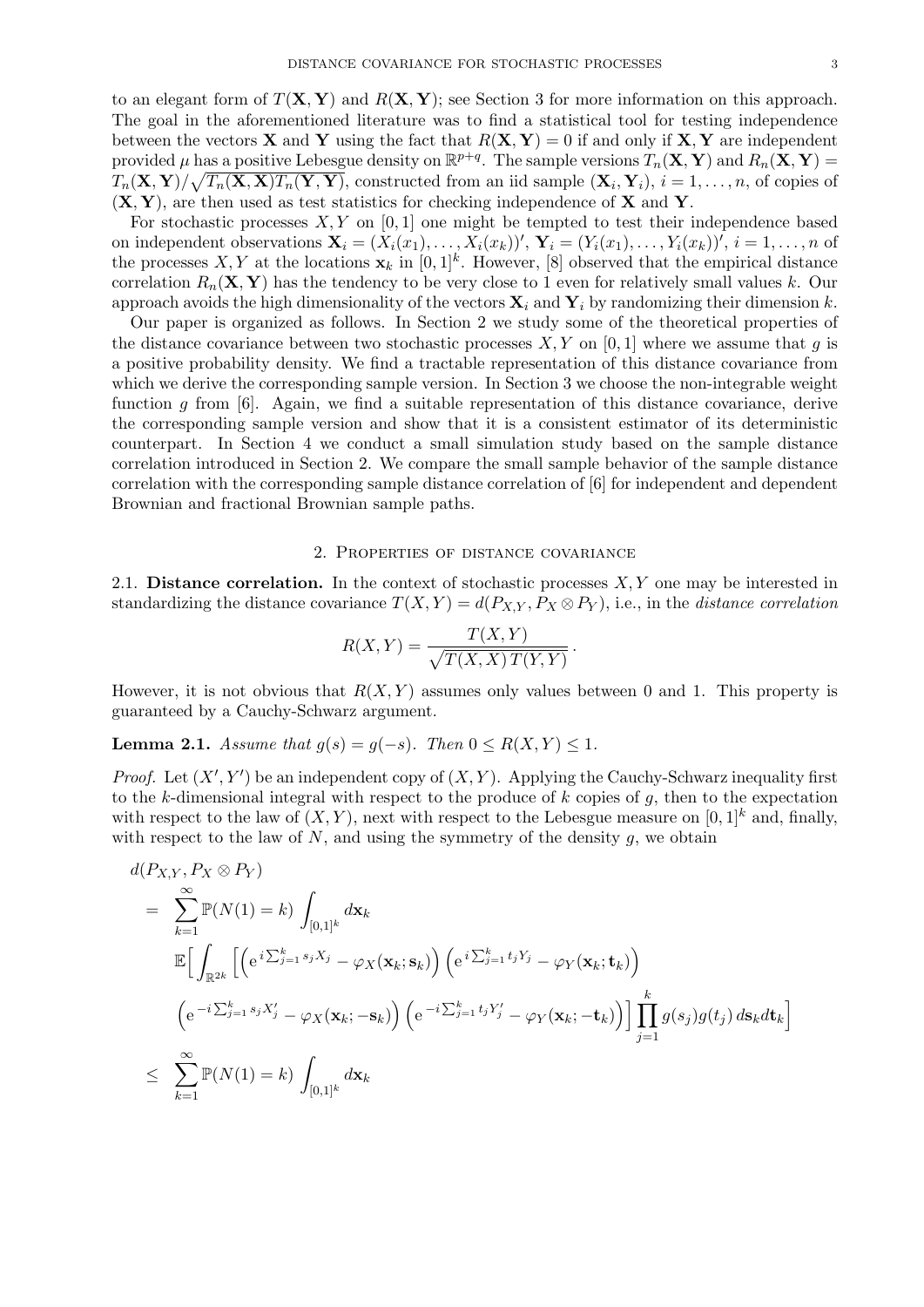to an elegant form of $T(\mathbf{X},\mathbf{Y})$ and $R(\mathbf{X},\mathbf{Y})$; see Section 3 for more information on this approach. The goal in the aforementioned literature was to find a statistical tool for testing independence between the vectors $\mathbf{X}$ and $\mathbf{Y}$ using the fact that $R(\mathbf{X},\mathbf{Y}) = 0$ if and only if $\mathbf{X},\mathbf{Y}$ are independent provided $\mu$ has a positive Lebesgue density on $\mathbb{R}^{p+q}$. The sample versions $T_n(\mathbf{X},\mathbf{Y})$ and $R_n(\mathbf{X},\mathbf{Y}) = T_n(\mathbf{X},\mathbf{Y})/\sqrt{T_n(\mathbf{X},\mathbf{X})T_n(\mathbf{Y},\mathbf{Y})}$, constructed from an iid sample $(\mathbf{X}_i,\mathbf{Y}_i)$, $i = 1,\ldots,n$, of copies of $(\mathbf{X},\mathbf{Y})$, are then used as test statistics for checking independence of $\mathbf{X}$ and $\mathbf{Y}$.

For stochastic processes $X, Y$ on $[0,1]$ one might be tempted to test their independence based on independent observations $\mathbf{X}_i = (X_i(x_1),\ldots,X_i(x_k))'$, $\mathbf{Y}_i = (Y_i(x_1),\ldots,Y_i(x_k))'$, $i = 1,\ldots,n$ of the processes $X, Y$ at the locations $\mathbf{x}_k$ in $[0,1]^k$. However, [8] observed that the empirical distance correlation $R_n(\mathbf{X},\mathbf{Y})$ has the tendency to be very close to 1 even for relatively small values $k$. Our approach avoids the high dimensionality of the vectors $\mathbf{X}_i$ and $\mathbf{Y}_i$ by randomizing their dimension $k$.

Our paper is organized as follows. In Section 2 we study some of the theoretical properties of the distance covariance between two stochastic processes $X, Y$ on $[0,1]$ where we assume that $g$ is a positive probability density. We find a tractable representation of this distance covariance from which we derive the corresponding sample version. In Section 3 we choose the non-integrable weight function $g$ from [6]. Again, we find a suitable representation of this distance covariance, derive the corresponding sample version and show that it is a consistent estimator of its deterministic counterpart. In Section 4 we conduct a small simulation study based on the sample distance correlation introduced in Section 2. We compare the small sample behavior of the sample distance correlation with the corresponding sample distance correlation of [6] for independent and dependent Brownian and fractional Brownian sample paths.

## 2. Properties of distance covariance

**2.1. Distance correlation.** In the context of stochastic processes $X, Y$ one may be interested in standardizing the distance covariance $T(X,Y) = d(P_{X,Y}, P_X \otimes P_Y)$, i.e., in the *distance correlation*

$$R(X,Y) = \frac{T(X,Y)}{\sqrt{T(X,X)\,T(Y,Y)}}\,.$$

However, it is not obvious that $R(X,Y)$ assumes only values between 0 and 1. This property is guaranteed by a Cauchy-Schwarz argument.

**Lemma 2.1.** *Assume that $g(s) = g(-s)$. Then $0 \le R(X,Y) \le 1$.*

*Proof.* Let $(X',Y')$ be an independent copy of $(X,Y)$. Applying the Cauchy-Schwarz inequality first to the $k$-dimensional integral with respect to the produce of $k$ copies of $g$, then to the expectation with respect to the law of $(X,Y)$, next with respect to the Lebesgue measure on $[0,1]^k$ and, finally, with respect to the law of $N$, and using the symmetry of the density $g$, we obtain

$$
\begin{aligned}
& d(P_{X,Y}, P_X \otimes P_Y) \\
&= \sum_{k=1}^{\infty} \mathbb{P}(N(1) = k) \int_{[0,1]^k} d\mathbf{x}_k \\
& \quad \mathbb{E}\Big[ \int_{\mathbb{R}^{2k}} \Big[ \Big( \mathrm{e}^{\,i\sum_{j=1}^k s_j X_j} - \varphi_X(\mathbf{x}_k;\mathbf{s}_k) \Big) \Big( \mathrm{e}^{\,i\sum_{j=1}^k t_j Y_j} - \varphi_Y(\mathbf{x}_k;\mathbf{t}_k) \Big) \\
& \quad \Big( \mathrm{e}^{\,-i\sum_{j=1}^k s_j X_j'} - \varphi_X(\mathbf{x}_k;-\mathbf{s}_k) \Big) \Big( \mathrm{e}^{\,-i\sum_{j=1}^k t_j Y_j'} - \varphi_Y(\mathbf{x}_k;-\mathbf{t}_k) \Big) \Big] \prod_{j=1}^k g(s_j) g(t_j)\, d\mathbf{s}_k d\mathbf{t}_k \Big] \\
&\le \sum_{k=1}^{\infty} \mathbb{P}(N(1) = k) \int_{[0,1]^k} d\mathbf{x}_k
\end{aligned}
$$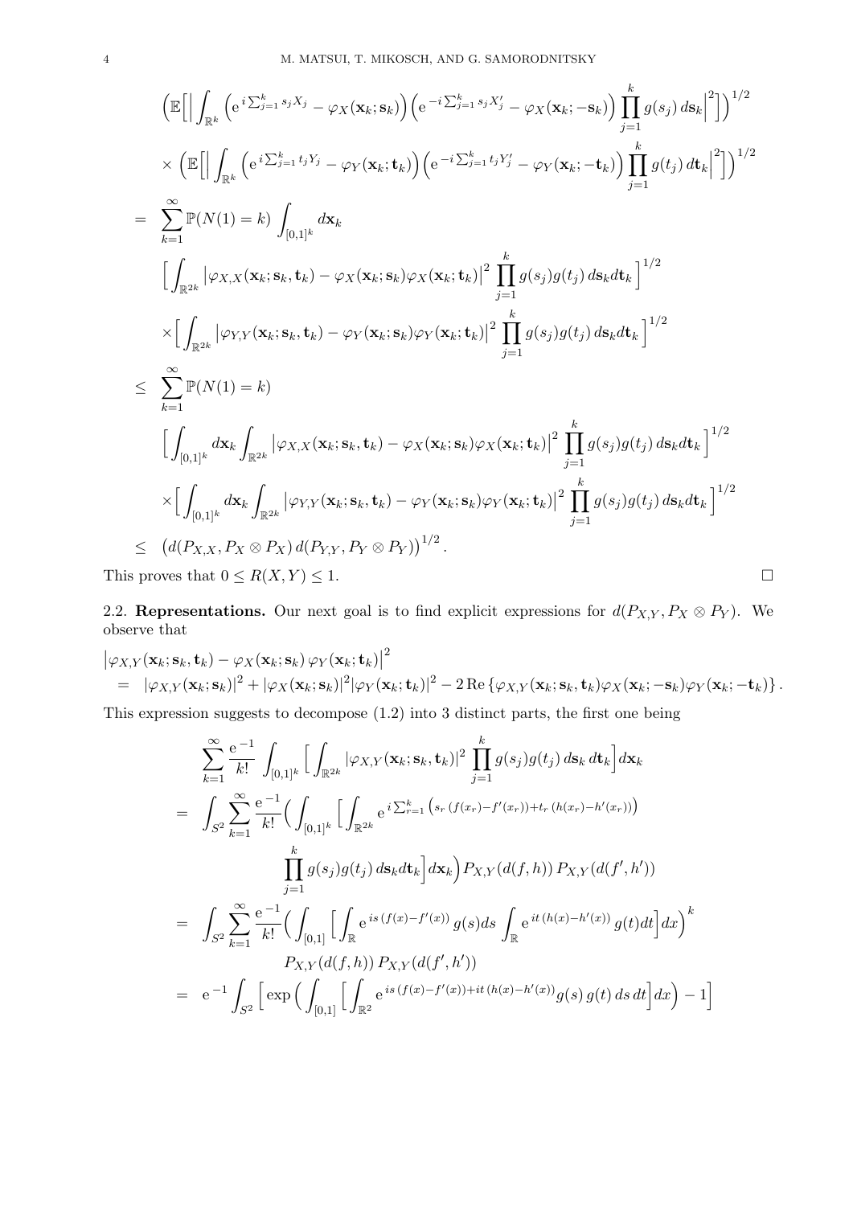$$
\begin{aligned}
&\Big(\mathbb{E}\Big[\Big|\int_{\mathbb{R}^k}\Big(\mathrm{e}^{\,i\sum_{j=1}^k s_jX_j}-\varphi_X(\mathbf{x}_k;\mathbf{s}_k)\Big)\Big(\mathrm{e}^{-i\sum_{j=1}^k s_jX_j'}-\varphi_X(\mathbf{x}_k;-\mathbf{s}_k)\Big)\prod_{j=1}^k g(s_j)\,d\mathbf{s}_k\Big|^2\Big]\Big)^{1/2}\\
&\times\Big(\mathbb{E}\Big[\Big|\int_{\mathbb{R}^k}\Big(\mathrm{e}^{\,i\sum_{j=1}^k t_jY_j}-\varphi_Y(\mathbf{x}_k;\mathbf{t}_k)\Big)\Big(\mathrm{e}^{-i\sum_{j=1}^k t_jY_j'}-\varphi_Y(\mathbf{x}_k;-\mathbf{t}_k)\Big)\prod_{j=1}^k g(t_j)\,d\mathbf{t}_k\Big|^2\Big]\Big)^{1/2}\\
=\;&\sum_{k=1}^\infty \mathbb{P}(N(1)=k)\int_{[0,1]^k}d\mathbf{x}_k\\
&\Big[\int_{\mathbb{R}^{2k}}\big|\varphi_{X,X}(\mathbf{x}_k;\mathbf{s}_k,\mathbf{t}_k)-\varphi_X(\mathbf{x}_k;\mathbf{s}_k)\varphi_X(\mathbf{x}_k;\mathbf{t}_k)\big|^2\prod_{j=1}^k g(s_j)g(t_j)\,d\mathbf{s}_kd\mathbf{t}_k\Big]^{1/2}\\
&\times\Big[\int_{\mathbb{R}^{2k}}\big|\varphi_{Y,Y}(\mathbf{x}_k;\mathbf{s}_k,\mathbf{t}_k)-\varphi_Y(\mathbf{x}_k;\mathbf{s}_k)\varphi_Y(\mathbf{x}_k;\mathbf{t}_k)\big|^2\prod_{j=1}^k g(s_j)g(t_j)\,d\mathbf{s}_kd\mathbf{t}_k\Big]^{1/2}\\
\le\;&\sum_{k=1}^\infty \mathbb{P}(N(1)=k)\\
&\Big[\int_{[0,1]^k}d\mathbf{x}_k\int_{\mathbb{R}^{2k}}\big|\varphi_{X,X}(\mathbf{x}_k;\mathbf{s}_k,\mathbf{t}_k)-\varphi_X(\mathbf{x}_k;\mathbf{s}_k)\varphi_X(\mathbf{x}_k;\mathbf{t}_k)\big|^2\prod_{j=1}^k g(s_j)g(t_j)\,d\mathbf{s}_kd\mathbf{t}_k\Big]^{1/2}\\
&\times\Big[\int_{[0,1]^k}d\mathbf{x}_k\int_{\mathbb{R}^{2k}}\big|\varphi_{Y,Y}(\mathbf{x}_k;\mathbf{s}_k,\mathbf{t}_k)-\varphi_Y(\mathbf{x}_k;\mathbf{s}_k)\varphi_Y(\mathbf{x}_k;\mathbf{t}_k)\big|^2\prod_{j=1}^k g(s_j)g(t_j)\,d\mathbf{s}_kd\mathbf{t}_k\Big]^{1/2}\\
\le\;&\big(d(P_{X,X},P_X\otimes P_X)\,d(P_{Y,Y},P_Y\otimes P_Y)\big)^{1/2}.
\end{aligned}
$$

This proves that $0\le R(X,Y)\le 1$. $\square$

2.2. **Representations.** Our next goal is to find explicit expressions for $d(P_{X,Y},P_X\otimes P_Y)$. We observe that

$$
\begin{aligned}
&\big|\varphi_{X,Y}(\mathbf{x}_k;\mathbf{s}_k,\mathbf{t}_k)-\varphi_X(\mathbf{x}_k;\mathbf{s}_k)\,\varphi_Y(\mathbf{x}_k;\mathbf{t}_k)\big|^2\\
&=\;|\varphi_{X,Y}(\mathbf{x}_k;\mathbf{s}_k)|^2+|\varphi_X(\mathbf{x}_k;\mathbf{s}_k)|^2|\varphi_Y(\mathbf{x}_k;\mathbf{t}_k)|^2-2\,\mathrm{Re}\,\{\varphi_{X,Y}(\mathbf{x}_k;\mathbf{s}_k,\mathbf{t}_k)\varphi_X(\mathbf{x}_k;-\mathbf{s}_k)\varphi_Y(\mathbf{x}_k;-\mathbf{t}_k)\}\,.
\end{aligned}
$$

This expression suggests to decompose (1.2) into 3 distinct parts, the first one being

$$
\begin{aligned}
&\sum_{k=1}^\infty\frac{\mathrm{e}^{-1}}{k!}\int_{[0,1]^k}\Big[\int_{\mathbb{R}^{2k}}|\varphi_{X,Y}(\mathbf{x}_k;\mathbf{s}_k,\mathbf{t}_k)|^2\prod_{j=1}^k g(s_j)g(t_j)\,d\mathbf{s}_k\,d\mathbf{t}_k\Big]d\mathbf{x}_k\\
=\;&\int_{S^2}\sum_{k=1}^\infty\frac{\mathrm{e}^{-1}}{k!}\Big(\int_{[0,1]^k}\Big[\int_{\mathbb{R}^{2k}}\mathrm{e}^{\,i\sum_{r=1}^k\big(s_r\,(f(x_r)-f'(x_r))+t_r\,(h(x_r)-h'(x_r))\big)}\\
&\qquad\prod_{j=1}^k g(s_j)g(t_j)\,d\mathbf{s}_kd\mathbf{t}_k\Big]d\mathbf{x}_k\Big)P_{X,Y}(d(f,h))\,P_{X,Y}(d(f',h'))\\
=\;&\int_{S^2}\sum_{k=1}^\infty\frac{\mathrm{e}^{-1}}{k!}\Big(\int_{[0,1]}\Big[\int_{\mathbb{R}}\mathrm{e}^{\,is\,(f(x)-f'(x))}\,g(s)ds\int_{\mathbb{R}}\mathrm{e}^{\,it\,(h(x)-h'(x))}\,g(t)dt\Big]dx\Big)^k\\
&\qquad P_{X,Y}(d(f,h))\,P_{X,Y}(d(f',h'))\\
=\;&\mathrm{e}^{-1}\int_{S^2}\Big[\exp\Big(\int_{[0,1]}\Big[\int_{\mathbb{R}^2}\mathrm{e}^{\,is\,(f(x)-f'(x))+it\,(h(x)-h'(x))}g(s)\,g(t)\,ds\,dt\Big]dx\Big)-1\Big]
\end{aligned}
$$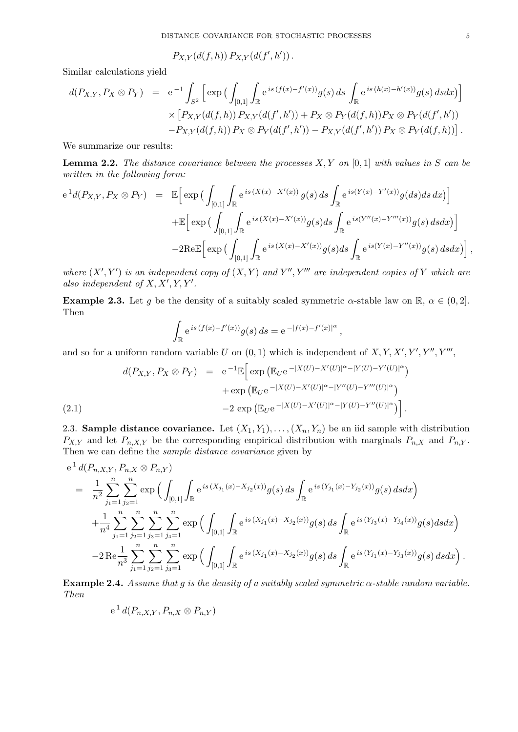$$P_{X,Y}(d(f,h))\, P_{X,Y}(d(f',h'))\,.$$

Similar calculations yield

$$\begin{aligned}
d(P_{X,Y}, P_X\otimes P_Y) &= \mathrm{e}^{-1}\int_{S^2}\Big[\exp\big(\int_{[0,1]}\int_{\mathbb{R}} \mathrm{e}^{\,is\,(f(x)-f'(x))}g(s)\,ds\int_{\mathbb{R}}\mathrm{e}^{\,is\,(h(x)-h'(x))}g(s)\,dsdx\big)\Big]\\
&\quad\times\big[P_{X,Y}(d(f,h))\,P_{X,Y}(d(f',h'))+P_X\otimes P_Y(d(f,h))P_X\otimes P_Y(d(f',h'))\\
&\quad -P_{X,Y}(d(f,h))\,P_X\otimes P_Y(d(f',h'))-P_{X,Y}(d(f',h'))\,P_X\otimes P_Y(d(f,h))\big]\,.
\end{aligned}$$

We summarize our results:

**Lemma 2.2.** *The distance covariance between the processes $X,Y$ on $[0,1]$ with values in $S$ can be written in the following form:*

$$\begin{aligned}
\mathrm{e}^{\,1}d(P_{X,Y},P_X\otimes P_Y) &= \mathbb{E}\Big[\exp\big(\int_{[0,1]}\int_{\mathbb{R}}\mathrm{e}^{\,is\,(X(x)-X'(x))}\,g(s)\,ds\int_{\mathbb{R}}\mathrm{e}^{\,is(Y(x)-Y'(x))}g(ds)ds\,dx\big)\Big]\\
&\quad+\mathbb{E}\Big[\exp\big(\int_{[0,1]}\int_{\mathbb{R}}\mathrm{e}^{\,is\,(X(x)-X'(x))}g(s)ds\int_{\mathbb{R}}\mathrm{e}^{\,is(Y''(x)-Y'''(x))}g(s)\,dsdx\big)\Big]\\
&\quad-2\mathrm{Re}\mathbb{E}\Big[\exp\big(\int_{[0,1]}\int_{\mathbb{R}}\mathrm{e}^{\,is\,(X(x)-X'(x))}g(s)ds\int_{\mathbb{R}}\mathrm{e}^{\,is(Y(x)-Y''(x))}g(s)\,dsdx\big)\Big]\,,
\end{aligned}$$

*where $(X',Y')$ is an independent copy of $(X,Y)$ and $Y'',Y'''$ are independent copies of $Y$ which are also independent of $X,X',Y,Y'$.*

**Example 2.3.** Let $g$ be the density of a suitably scaled symmetric $\alpha$-stable law on $\mathbb{R}$, $\alpha\in(0,2]$. Then

$$\int_{\mathbb{R}}\mathrm{e}^{\,is\,(f(x)-f'(x))}g(s)\,ds=\mathrm{e}^{\,-|f(x)-f'(x)|^\alpha}\,,$$

and so for a uniform random variable $U$ on $(0,1)$ which is independent of $X,Y,X',Y',Y'',Y'''$,

$$\begin{aligned}
d(P_{X,Y},P_X\otimes P_Y) &= \mathrm{e}^{\,-1}\mathbb{E}\Big[\exp\big(\mathbb{E}_U\mathrm{e}^{\,-|X(U)-X'(U)|^\alpha-|Y(U)-Y'(U)|^\alpha}\big)\\
&\quad+\exp\big(\mathbb{E}_U\mathrm{e}^{\,-|X(U)-X'(U)|^\alpha-|Y''(U)-Y'''(U)|^\alpha}\big)\\
&\quad-2\,\exp\big(\mathbb{E}_U\mathrm{e}^{\,-|X(U)-X'(U)|^\alpha-|Y(U)-Y''(U)|^\alpha}\big)\Big]\,.
\end{aligned}\tag{2.1}$$

2.3. **Sample distance covariance.** Let $(X_1,Y_1),\dots,(X_n,Y_n)$ be an iid sample with distribution $P_{X,Y}$ and let $P_{n,X,Y}$ be the corresponding empirical distribution with marginals $P_{n,X}$ and $P_{n,Y}$. Then we can define the *sample distance covariance* given by

$$\begin{aligned}
&\mathrm{e}^{\,1}\,d(P_{n,X,Y},P_{n,X}\otimes P_{n,Y})\\
&=\frac{1}{n^2}\sum_{j_1=1}^n\sum_{j_2=1}^n\exp\Big(\int_{[0,1]}\int_{\mathbb{R}}\mathrm{e}^{\,is\,(X_{j_1}(x)-X_{j_2}(x))}g(s)\,ds\int_{\mathbb{R}}\mathrm{e}^{\,is\,(Y_{j_1}(x)-Y_{j_2}(x))}g(s)\,dsdx\Big)\\
&\quad+\frac{1}{n^4}\sum_{j_1=1}^n\sum_{j_2=1}^n\sum_{j_3=1}^n\sum_{j_4=1}^n\exp\Big(\int_{[0,1]}\int_{\mathbb{R}}\mathrm{e}^{\,is\,(X_{j_1}(x)-X_{j_2}(x))}g(s)\,ds\int_{\mathbb{R}}\mathrm{e}^{\,is\,(Y_{j_3}(x)-Y_{j_4}(x))}g(s)dsdx\Big)\\
&\quad-2\,\mathrm{Re}\frac{1}{n^3}\sum_{j_1=1}^n\sum_{j_2=1}^n\sum_{j_3=1}^n\exp\Big(\int_{[0,1]}\int_{\mathbb{R}}\mathrm{e}^{\,is\,(X_{j_1}(x)-X_{j_2}(x))}g(s)\,ds\int_{\mathbb{R}}\mathrm{e}^{\,is\,(Y_{j_1}(x)-Y_{j_3}(x))}g(s)\,dsdx\Big)\,.
\end{aligned}$$

**Example 2.4.** *Assume that $g$ is the density of a suitably scaled symmetric $\alpha$-stable random variable. Then*

$$\mathrm{e}^{\,1}\,d(P_{n,X,Y},P_{n,X}\otimes P_{n,Y})$$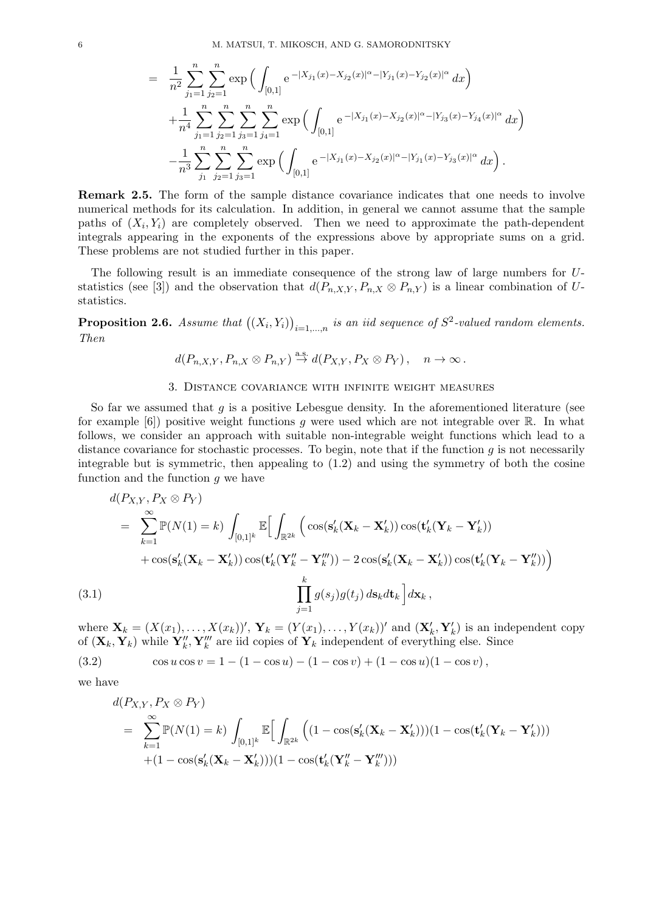$$
\begin{aligned}
&= \frac{1}{n^2}\sum_{j_1=1}^n\sum_{j_2=1}^n \exp\Big(\int_{[0,1]} \mathrm{e}^{-|X_{j_1}(x)-X_{j_2}(x)|^\alpha-|Y_{j_1}(x)-Y_{j_2}(x)|^\alpha}\,dx\Big)\\
&\quad+\frac{1}{n^4}\sum_{j_1=1}^n\sum_{j_2=1}^n\sum_{j_3=1}^n\sum_{j_4=1}^n \exp\Big(\int_{[0,1]} \mathrm{e}^{-|X_{j_1}(x)-X_{j_2}(x)|^\alpha-|Y_{j_3}(x)-Y_{j_4}(x)|^\alpha}\,dx\Big)\\
&\quad-\frac{1}{n^3}\sum_{j_1}^n\sum_{j_2=1}^n\sum_{j_3=1}^n \exp\Big(\int_{[0,1]} \mathrm{e}^{-|X_{j_1}(x)-X_{j_2}(x)|^\alpha-|Y_{j_1}(x)-Y_{j_3}(x)|^\alpha}\,dx\Big)\,.
\end{aligned}
$$

**Remark 2.5.** The form of the sample distance covariance indicates that one needs to involve numerical methods for its calculation. In addition, in general we cannot assume that the sample paths of $(X_i, Y_i)$ are completely observed. Then we need to approximate the path-dependent integrals appearing in the exponents of the expressions above by appropriate sums on a grid. These problems are not studied further in this paper.

The following result is an immediate consequence of the strong law of large numbers for $U$-statistics (see [3]) and the observation that $d(P_{n,X,Y}, P_{n,X}\otimes P_{n,Y})$ is a linear combination of $U$-statistics.

**Proposition 2.6.** *Assume that* $\big((X_i,Y_i)\big)_{i=1,\dots,n}$ *is an iid sequence of* $S^2$*-valued random elements. Then*

$$
d(P_{n,X,Y}, P_{n,X}\otimes P_{n,Y}) \stackrel{\text{a.s.}}{\to} d(P_{X,Y}, P_X\otimes P_Y)\,,\quad n\to\infty\,.
$$

## 3. Distance covariance with infinite weight measures

So far we assumed that $g$ is a positive Lebesgue density. In the aforementioned literature (see for example [6]) positive weight functions $g$ were used which are not integrable over $\mathbb{R}$. In what follows, we consider an approach with suitable non-integrable weight functions which lead to a distance covariance for stochastic processes. To begin, note that if the function $g$ is not necessarily integrable but is symmetric, then appealing to (1.2) and using the symmetry of both the cosine function and the function $g$ we have

$$
\begin{aligned}
&d(P_{X,Y}, P_X\otimes P_Y)\\
&= \sum_{k=1}^\infty \mathbb{P}(N(1)=k)\int_{[0,1]^k}\mathbb{E}\Big[\int_{\mathbb{R}^{2k}}\Big(\cos(\mathbf{s}_k'(\mathbf{X}_k-\mathbf{X}_k'))\cos(\mathbf{t}_k'(\mathbf{Y}_k-\mathbf{Y}_k'))\\
&\quad+\cos(\mathbf{s}_k'(\mathbf{X}_k-\mathbf{X}_k'))\cos(\mathbf{t}_k'(\mathbf{Y}_k''-\mathbf{Y}_k'''))-2\cos(\mathbf{s}_k'(\mathbf{X}_k-\mathbf{X}_k'))\cos(\mathbf{t}_k'(\mathbf{Y}_k-\mathbf{Y}_k''))\Big)\\
&\quad\prod_{j=1}^k g(s_j)g(t_j)\,d\mathbf{s}_k d\mathbf{t}_k\Big]d\mathbf{x}_k\,,
\end{aligned}\tag{3.1}
$$

where $\mathbf{X}_k=(X(x_1),\dots,X(x_k))'$, $\mathbf{Y}_k=(Y(x_1),\dots,Y(x_k))'$ and $(\mathbf{X}_k',\mathbf{Y}_k')$ is an independent copy of $(\mathbf{X}_k,\mathbf{Y}_k)$ while $\mathbf{Y}_k'',\mathbf{Y}_k'''$ are iid copies of $\mathbf{Y}_k$ independent of everything else. Since

$$
\cos u\cos v = 1-(1-\cos u)-(1-\cos v)+(1-\cos u)(1-\cos v)\,,\tag{3.2}
$$

we have

$$
\begin{aligned}
&d(P_{X,Y}, P_X\otimes P_Y)\\
&= \sum_{k=1}^\infty \mathbb{P}(N(1)=k)\int_{[0,1]^k}\mathbb{E}\Big[\int_{\mathbb{R}^{2k}}\Big((1-\cos(\mathbf{s}_k'(\mathbf{X}_k-\mathbf{X}_k')))(1-\cos(\mathbf{t}_k'(\mathbf{Y}_k-\mathbf{Y}_k')))\\
&\quad+(1-\cos(\mathbf{s}_k'(\mathbf{X}_k-\mathbf{X}_k')))(1-\cos(\mathbf{t}_k'(\mathbf{Y}_k''-\mathbf{Y}_k''')))
\end{aligned}
$$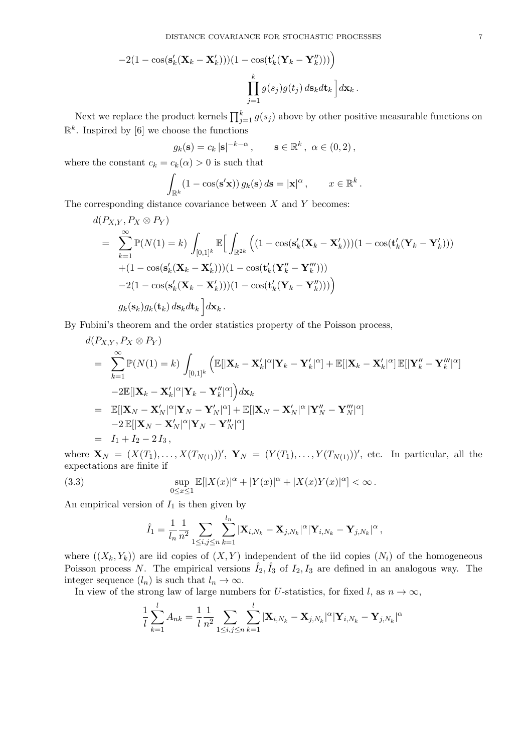$$
-2(1-\cos(\mathbf{s}_k'(\mathbf{X}_k-\mathbf{X}_k')))(1-\cos(\mathbf{t}_k'(\mathbf{Y}_k-\mathbf{Y}_k'')))\Big)
$$

$$
\prod_{j=1}^k g(s_j)g(t_j)\,d\mathbf{s}_k d\mathbf{t}_k\Big]d\mathbf{x}_k\,.
$$

Next we replace the product kernels $\prod_{j=1}^k g(s_j)$ above by other positive measurable functions on $\mathbb{R}^k$. Inspired by [6] we choose the functions

$$
g_k(\mathbf{s}) = c_k\,|\mathbf{s}|^{-k-\alpha}\,,\qquad \mathbf{s}\in\mathbb{R}^k\,,\ \alpha\in(0,2)\,,
$$

where the constant $c_k = c_k(\alpha)>0$ is such that

$$
\int_{\mathbb{R}^k}(1-\cos(\mathbf{s}'\mathbf{x}))\,g_k(\mathbf{s})\,d\mathbf{s} = |\mathbf{x}|^\alpha\,,\qquad x\in\mathbb{R}^k\,.
$$

The corresponding distance covariance between $X$ and $Y$ becomes:

$$
\begin{aligned}
&d(P_{X,Y},P_X\otimes P_Y)\\
&= \sum_{k=1}^\infty \mathbb{P}(N(1)=k)\int_{[0,1]^k}\mathbb{E}\Big[\int_{\mathbb{R}^{2k}}\Big((1-\cos(\mathbf{s}_k'(\mathbf{X}_k-\mathbf{X}_k')))(1-\cos(\mathbf{t}_k'(\mathbf{Y}_k-\mathbf{Y}_k')))\\
&\quad+(1-\cos(\mathbf{s}_k'(\mathbf{X}_k-\mathbf{X}_k')))(1-\cos(\mathbf{t}_k'(\mathbf{Y}_k''-\mathbf{Y}_k''')))\\
&\quad-2(1-\cos(\mathbf{s}_k'(\mathbf{X}_k-\mathbf{X}_k')))(1-\cos(\mathbf{t}_k'(\mathbf{Y}_k-\mathbf{Y}_k'')))\Big)\\
&\quad g_k(\mathbf{s}_k)g_k(\mathbf{t}_k)\,d\mathbf{s}_k d\mathbf{t}_k\Big]d\mathbf{x}_k\,.
\end{aligned}
$$

By Fubini's theorem and the order statistics property of the Poisson process,

$$
\begin{aligned}
&d(P_{X,Y},P_X\otimes P_Y)\\
&= \sum_{k=1}^\infty \mathbb{P}(N(1)=k)\int_{[0,1]^k}\Big(\mathbb{E}[|\mathbf{X}_k-\mathbf{X}_k'|^\alpha|\mathbf{Y}_k-\mathbf{Y}_k'|^\alpha]+\mathbb{E}[|\mathbf{X}_k-\mathbf{X}_k'|^\alpha]\,\mathbb{E}[|\mathbf{Y}_k''-\mathbf{Y}_k'''|^\alpha]\\
&\quad-2\mathbb{E}[|\mathbf{X}_k-\mathbf{X}_k'|^\alpha|\mathbf{Y}_k-\mathbf{Y}_k''|^\alpha]\Big)d\mathbf{x}_k\\
&= \mathbb{E}[|\mathbf{X}_N-\mathbf{X}_N'|^\alpha|\mathbf{Y}_N-\mathbf{Y}_N'|^\alpha]+\mathbb{E}[|\mathbf{X}_N-\mathbf{X}_N'|^\alpha\,|\mathbf{Y}_N''-\mathbf{Y}_N'''|^\alpha]\\
&\quad-2\,\mathbb{E}[|\mathbf{X}_N-\mathbf{X}_N'|^\alpha|\mathbf{Y}_N-\mathbf{Y}_N''|^\alpha]\\
&= I_1+I_2-2\,I_3\,,
\end{aligned}
$$

where $\mathbf{X}_N=(X(T_1),\ldots,X(T_{N(1)}))'$, $\mathbf{Y}_N=(Y(T_1),\ldots,Y(T_{N(1)}))'$, etc. In particular, all the expectations are finite if

$$
\sup_{0\le x\le 1}\mathbb{E}[|X(x)|^\alpha+|Y(x)|^\alpha+|X(x)Y(x)|^\alpha]<\infty\,. \tag{3.3}
$$

An empirical version of $I_1$ is then given by

$$
\hat{I}_1=\frac{1}{l_n}\frac{1}{n^2}\sum_{1\le i,j\le n}\sum_{k=1}^{l_n}|\mathbf{X}_{i,N_k}-\mathbf{X}_{j,N_k}|^\alpha|\mathbf{Y}_{i,N_k}-\mathbf{Y}_{j,N_k}|^\alpha\,,
$$

where $((X_k,Y_k))$ are iid copies of $(X,Y)$ independent of the iid copies $(N_i)$ of the homogeneous Poisson process $N$. The empirical versions $\hat{I}_2,\hat{I}_3$ of $I_2,I_3$ are defined in an analogous way. The integer sequence $(l_n)$ is such that $l_n\to\infty$.

In view of the strong law of large numbers for $U$-statistics, for fixed $l$, as $n\to\infty$,

$$
\frac{1}{l}\sum_{k=1}^l A_{nk}=\frac{1}{l}\frac{1}{n^2}\sum_{1\le i,j\le n}\sum_{k=1}^{l}|\mathbf{X}_{i,N_k}-\mathbf{X}_{j,N_k}|^\alpha|\mathbf{Y}_{i,N_k}-\mathbf{Y}_{j,N_k}|^\alpha
$$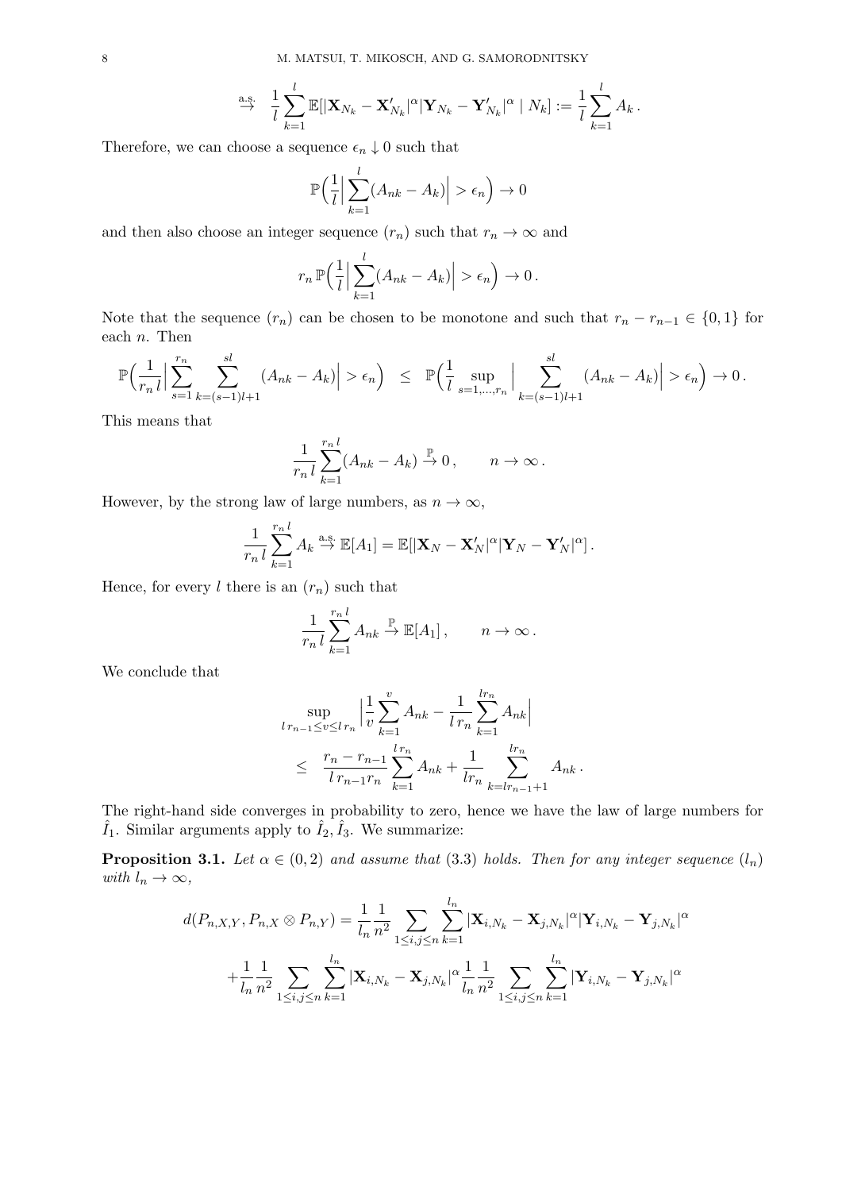$$\stackrel{\text{a.s.}}{\to} \quad \frac{1}{l}\sum_{k=1}^{l} \mathbb{E}[|\mathbf{X}_{N_k} - \mathbf{X}'_{N_k}|^\alpha |\mathbf{Y}_{N_k} - \mathbf{Y}'_{N_k}|^\alpha \mid N_k] := \frac{1}{l}\sum_{k=1}^{l} A_k \,.$$

Therefore, we can choose a sequence $\epsilon_n \downarrow 0$ such that

$$\mathbb{P}\Big(\frac{1}{l}\Big|\sum_{k=1}^{l}(A_{nk} - A_k)\Big| > \epsilon_n\Big) \to 0$$

and then also choose an integer sequence $(r_n)$ such that $r_n \to \infty$ and

$$r_n\, \mathbb{P}\Big(\frac{1}{l}\Big|\sum_{k=1}^{l}(A_{nk} - A_k)\Big| > \epsilon_n\Big) \to 0\,.$$

Note that the sequence $(r_n)$ can be chosen to be monotone and such that $r_n - r_{n-1} \in \{0,1\}$ for each $n$. Then

$$\mathbb{P}\Big(\frac{1}{r_n\, l}\Big|\sum_{s=1}^{r_n}\sum_{k=(s-1)l+1}^{sl}(A_{nk} - A_k)\Big| > \epsilon_n\Big) \quad \le \quad \mathbb{P}\Big(\frac{1}{l}\sup_{s=1,\ldots,r_n}\Big|\sum_{k=(s-1)l+1}^{sl}(A_{nk} - A_k)\Big| > \epsilon_n\Big) \to 0\,.$$

This means that

$$\frac{1}{r_n\, l}\sum_{k=1}^{r_n\, l}(A_{nk} - A_k) \stackrel{\mathbb{P}}{\to} 0\,, \qquad n \to \infty\,.$$

However, by the strong law of large numbers, as $n \to \infty$,

$$\frac{1}{r_n\, l}\sum_{k=1}^{r_n\, l} A_k \stackrel{\text{a.s.}}{\to} \mathbb{E}[A_1] = \mathbb{E}[|\mathbf{X}_N - \mathbf{X}'_N|^\alpha |\mathbf{Y}_N - \mathbf{Y}'_N|^\alpha]\,.$$

Hence, for every $l$ there is an $(r_n)$ such that

$$\frac{1}{r_n\, l}\sum_{k=1}^{r_n\, l} A_{nk} \stackrel{\mathbb{P}}{\to} \mathbb{E}[A_1]\,, \qquad n \to \infty\,.$$

We conclude that

$$\begin{aligned}
&\sup_{l\, r_{n-1} \le v \le l\, r_n}\Big|\frac{1}{v}\sum_{k=1}^{v} A_{nk} - \frac{1}{l\, r_n}\sum_{k=1}^{l r_n} A_{nk}\Big| \\
&\le \quad \frac{r_n - r_{n-1}}{l\, r_{n-1} r_n}\sum_{k=1}^{l\, r_n} A_{nk} + \frac{1}{l r_n}\sum_{k=l r_{n-1}+1}^{l r_n} A_{nk}\,.
\end{aligned}$$

The right-hand side converges in probability to zero, hence we have the law of large numbers for $\hat{I}_1$. Similar arguments apply to $\hat{I}_2, \hat{I}_3$. We summarize:

**Proposition 3.1.** *Let $\alpha \in (0,2)$ and assume that (3.3) holds. Then for any integer sequence $(l_n)$ with $l_n \to \infty$,*

$$d(P_{n,X,Y}, P_{n,X} \otimes P_{n,Y}) = \frac{1}{l_n}\frac{1}{n^2}\sum_{1\le i,j\le n}\sum_{k=1}^{l_n}|\mathbf{X}_{i,N_k} - \mathbf{X}_{j,N_k}|^\alpha |\mathbf{Y}_{i,N_k} - \mathbf{Y}_{j,N_k}|^\alpha$$

$$+\frac{1}{l_n}\frac{1}{n^2}\sum_{1\le i,j\le n}\sum_{k=1}^{l_n}|\mathbf{X}_{i,N_k} - \mathbf{X}_{j,N_k}|^\alpha \frac{1}{l_n}\frac{1}{n^2}\sum_{1\le i,j\le n}\sum_{k=1}^{l_n}|\mathbf{Y}_{i,N_k} - \mathbf{Y}_{j,N_k}|^\alpha$$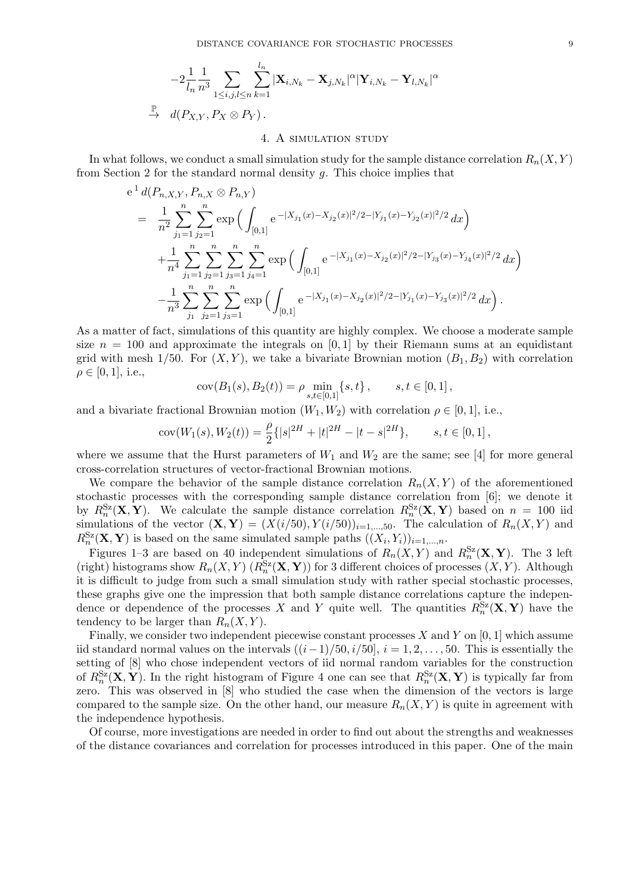$$
-2\frac{1}{l_n}\frac{1}{n^3}\sum_{1\le i,j,l\le n}\sum_{k=1}^{l_n}|\mathbf{X}_{i,N_k}-\mathbf{X}_{j,N_k}|^\alpha|\mathbf{Y}_{i,N_k}-\mathbf{Y}_{l,N_k}|^\alpha
$$

$$
\stackrel{\mathbb{P}}{\to} \quad d(P_{X,Y},P_X\otimes P_Y)\,.
$$

## 4. A simulation study

In what follows, we conduct a small simulation study for the sample distance correlation $R_n(X,Y)$ from Section 2 for the standard normal density $g$. This choice implies that

$$
\begin{aligned}
&\mathrm{e}^{\,1}\, d(P_{n,X,Y},P_{n,X}\otimes P_{n,Y})\\
&= \frac{1}{n^2}\sum_{j_1=1}^n\sum_{j_2=1}^n \exp\Big(\int_{[0,1]} \mathrm{e}^{\,-|X_{j_1}(x)-X_{j_2}(x)|^2/2-|Y_{j_1}(x)-Y_{j_2}(x)|^2/2}\,dx\Big)\\
&\quad +\frac{1}{n^4}\sum_{j_1=1}^n\sum_{j_2=1}^n\sum_{j_3=1}^n\sum_{j_4=1}^n \exp\Big(\int_{[0,1]} \mathrm{e}^{\,-|X_{j_1}(x)-X_{j_2}(x)|^2/2-|Y_{j_3}(x)-Y_{j_4}(x)|^2/2}\,dx\Big)\\
&\quad -\frac{1}{n^3}\sum_{j_1}^n\sum_{j_2=1}^n\sum_{j_3=1}^n \exp\Big(\int_{[0,1]} \mathrm{e}^{\,-|X_{j_1}(x)-X_{j_2}(x)|^2/2-|Y_{j_1}(x)-Y_{j_3}(x)|^2/2}\,dx\Big)\,.
\end{aligned}
$$

As a matter of fact, simulations of this quantity are highly complex. We choose a moderate sample size $n=100$ and approximate the integrals on $[0,1]$ by their Riemann sums at an equidistant grid with mesh $1/50$. For $(X,Y)$, we take a bivariate Brownian motion $(B_1,B_2)$ with correlation $\rho\in[0,1]$, i.e.,

$$
\operatorname{cov}(B_1(s),B_2(t)) = \rho\min_{s,t\in[0,1]}\{s,t\}\,,\qquad s,t\in[0,1]\,,
$$

and a bivariate fractional Brownian motion $(W_1,W_2)$ with correlation $\rho\in[0,1]$, i.e.,

$$
\operatorname{cov}(W_1(s),W_2(t)) = \frac{\rho}{2}\{|s|^{2H}+|t|^{2H}-|t-s|^{2H}\},\qquad s,t\in[0,1]\,,
$$

where we assume that the Hurst parameters of $W_1$ and $W_2$ are the same; see [4] for more general cross-correlation structures of vector-fractional Brownian motions.

We compare the behavior of the sample distance correlation $R_n(X,Y)$ of the aforementioned stochastic processes with the corresponding sample distance correlation from [6]; we denote it by $R_n^{\mathrm{Sz}}(\mathbf{X},\mathbf{Y})$. We calculate the sample distance correlation $R_n^{\mathrm{Sz}}(\mathbf{X},\mathbf{Y})$ based on $n=100$ iid simulations of the vector $(\mathbf{X},\mathbf{Y})=(X(i/50),Y(i/50))_{i=1,\dots,50}$. The calculation of $R_n(X,Y)$ and $R_n^{\mathrm{Sz}}(\mathbf{X},\mathbf{Y})$ is based on the same simulated sample paths $((X_i,Y_i))_{i=1,\dots,n}$.

Figures 1–3 are based on 40 independent simulations of $R_n(X,Y)$ and $R_n^{\mathrm{Sz}}(\mathbf{X},\mathbf{Y})$. The 3 left (right) histograms show $R_n(X,Y)$ ($R_n^{\mathrm{Sz}}(\mathbf{X},\mathbf{Y})$) for 3 different choices of processes $(X,Y)$. Although it is difficult to judge from such a small simulation study with rather special stochastic processes, these graphs give one the impression that both sample distance correlations capture the independence or dependence of the processes $X$ and $Y$ quite well. The quantities $R_n^{\mathrm{Sz}}(\mathbf{X},\mathbf{Y})$ have the tendency to be larger than $R_n(X,Y)$.

Finally, we consider two independent piecewise constant processes $X$ and $Y$ on $[0,1]$ which assume iid standard normal values on the intervals $((i-1)/50,i/50]$, $i=1,2,\dots,50$. This is essentially the setting of [8] who chose independent vectors of iid normal random variables for the construction of $R_n^{\mathrm{Sz}}(\mathbf{X},\mathbf{Y})$. In the right histogram of Figure 4 one can see that $R_n^{\mathrm{Sz}}(\mathbf{X},\mathbf{Y})$ is typically far from zero. This was observed in [8] who studied the case when the dimension of the vectors is large compared to the sample size. On the other hand, our measure $R_n(X,Y)$ is quite in agreement with the independence hypothesis.

Of course, more investigations are needed in order to find out about the strengths and weaknesses of the distance covariances and correlation for processes introduced in this paper. One of the main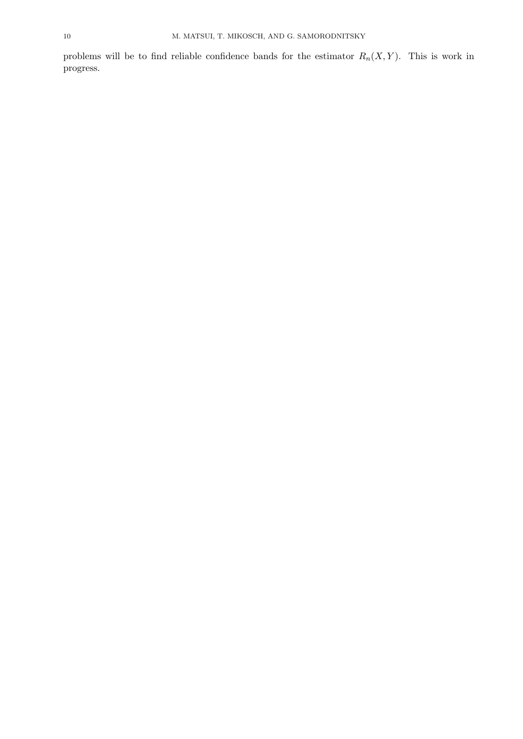problems will be to find reliable confidence bands for the estimator $R_n(X,Y)$. This is work in progress.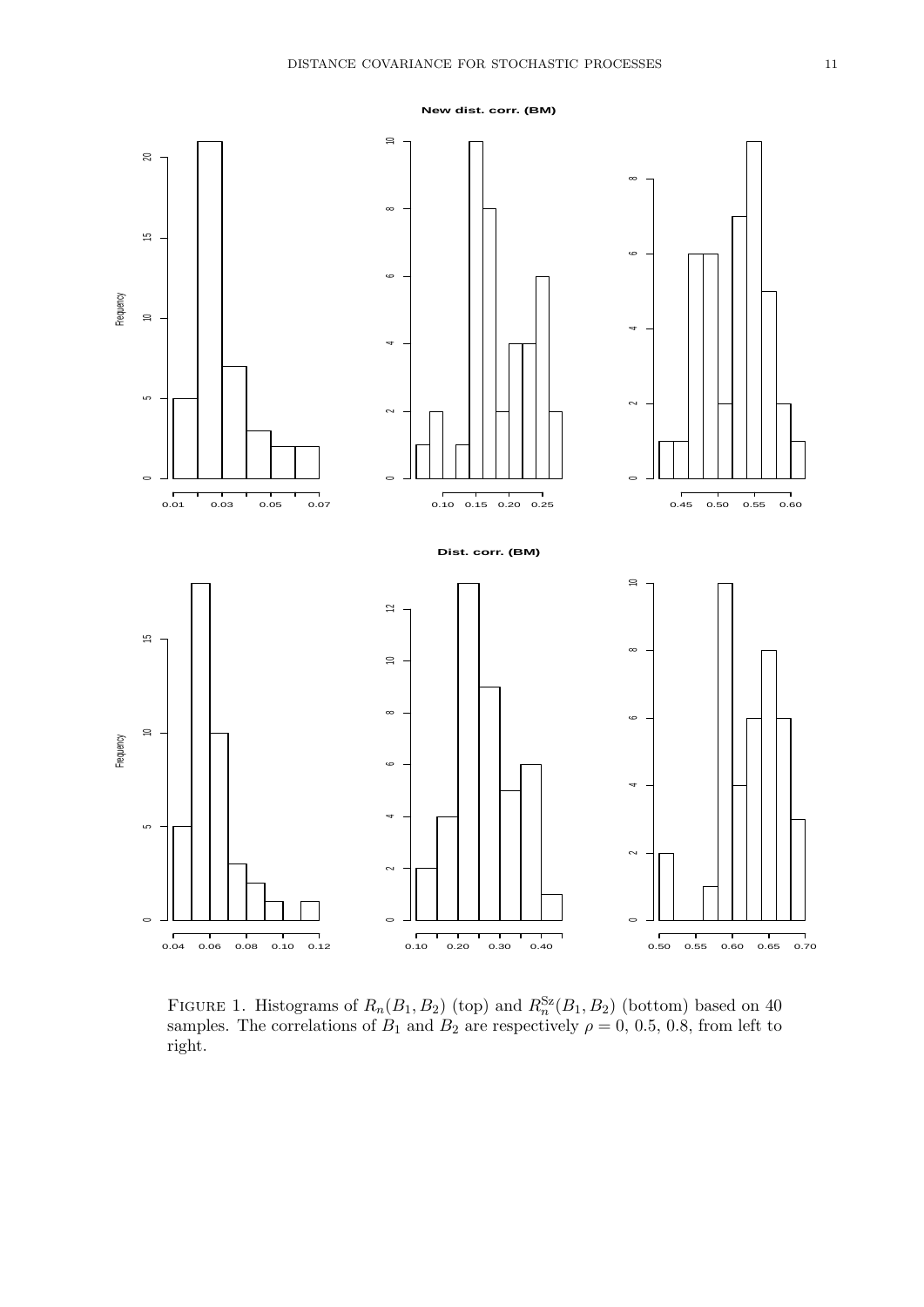New dist. corr. (BM)

Dist. corr. (BM)

Figure 1. Histograms of $R_n(B_1, B_2)$ (top) and $R_n^{\mathrm{Sz}}(B_1, B_2)$ (bottom) based on 40 samples. The correlations of $B_1$ and $B_2$ are respectively $\rho = 0$, 0.5, 0.8, from left to right.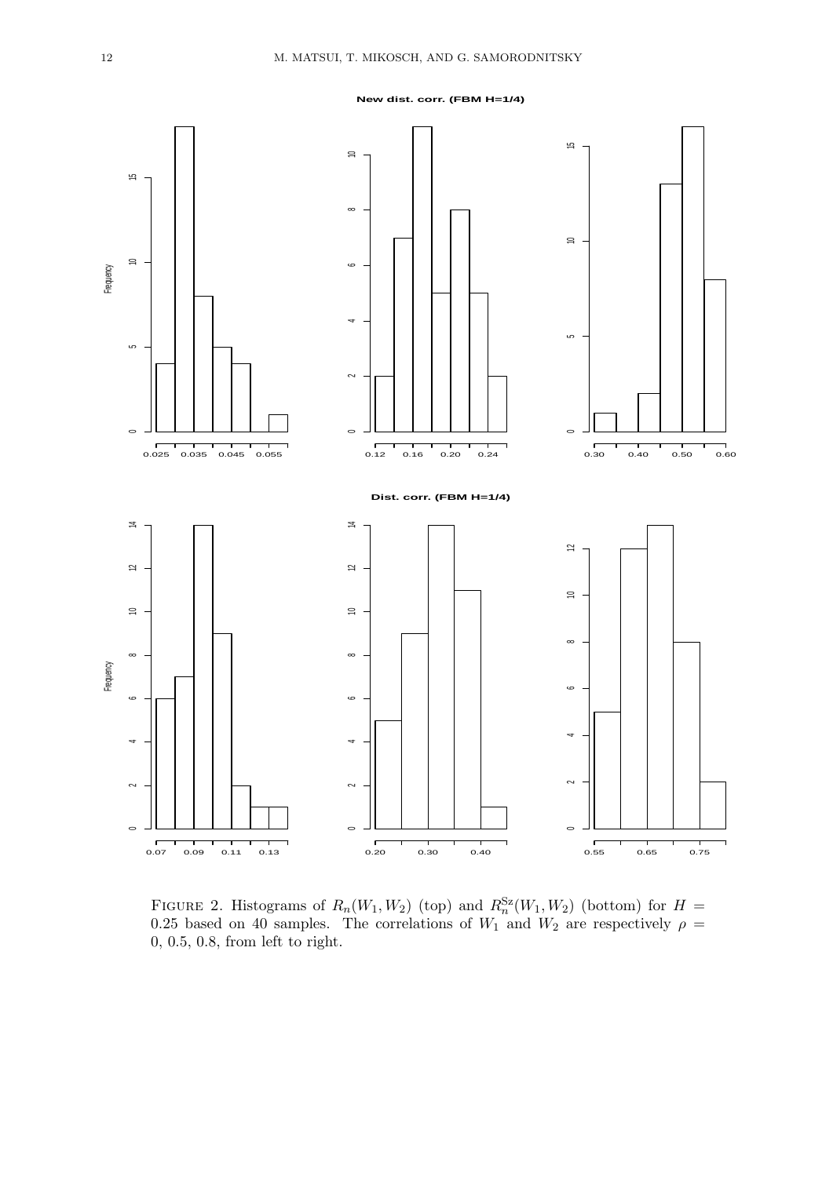**New dist. corr. (FBM H=1/4)**

**Dist. corr. (FBM H=1/4)**

FIGURE 2. Histograms of $R_n(W_1, W_2)$ (top) and $R_n^{\mathrm{Sz}}(W_1, W_2)$ (bottom) for $H = 0.25$ based on 40 samples. The correlations of $W_1$ and $W_2$ are respectively $\rho = 0,\ 0.5,\ 0.8$, from left to right.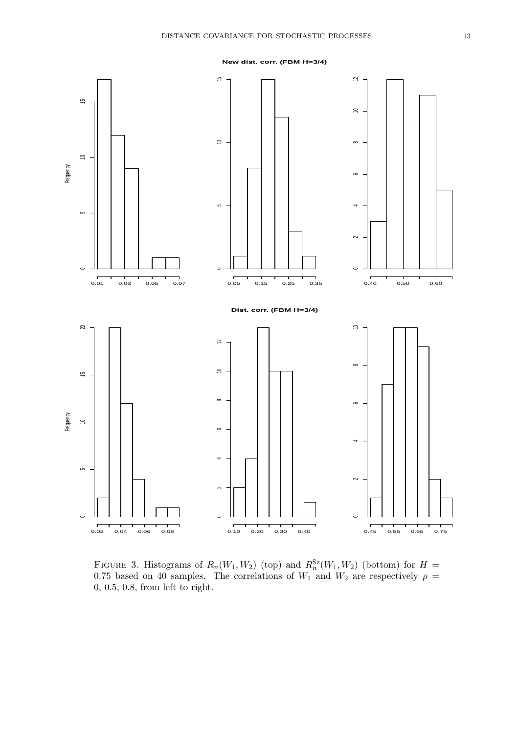Figure 3. Histograms of $R_n(W_1, W_2)$ (top) and $R_n^{\mathrm{Sz}}(W_1, W_2)$ (bottom) for $H = 0.75$ based on 40 samples. The correlations of $W_1$ and $W_2$ are respectively $\rho = 0,\ 0.5,\ 0.8$, from left to right.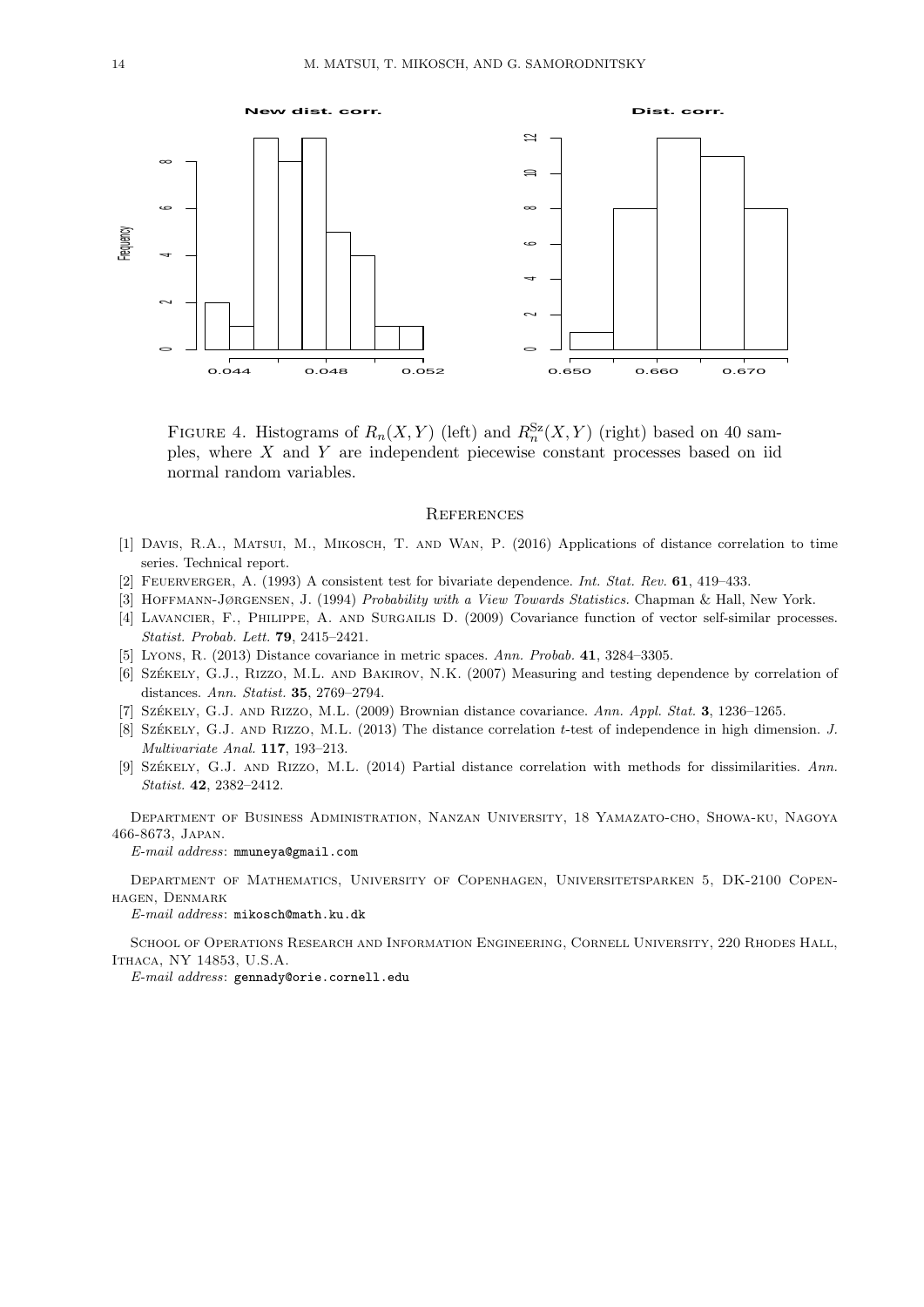New dist. corr.

Frequency

0 2 4 6 8

0.044 0.048 0.052

Dist. corr.

0 2 4 6 8 10 12

0.650 0.660 0.670

FIGURE 4. Histograms of $R_n(X,Y)$ (left) and $R_n^{\mathrm{Sz}}(X,Y)$ (right) based on 40 samples, where $X$ and $Y$ are independent piecewise constant processes based on iid normal random variables.

## REFERENCES

[1] Davis, R.A., Matsui, M., Mikosch, T. and Wan, P. (2016) Applications of distance correlation to time series. Technical report.

[2] Feuerverger, A. (1993) A consistent test for bivariate dependence. *Int. Stat. Rev.* **61**, 419–433.

[3] Hoffmann-Jørgensen, J. (1994) *Probability with a View Towards Statistics*. Chapman & Hall, New York.

[4] Lavancier, F., Philippe, A. and Surgailis D. (2009) Covariance function of vector self-similar processes. *Statist. Probab. Lett.* **79**, 2415–2421.

[5] Lyons, R. (2013) Distance covariance in metric spaces. *Ann. Probab.* **41**, 3284–3305.

[6] Székely, G.J., Rizzo, M.L. and Bakirov, N.K. (2007) Measuring and testing dependence by correlation of distances. *Ann. Statist.* **35**, 2769–2794.

[7] Székely, G.J. and Rizzo, M.L. (2009) Brownian distance covariance. *Ann. Appl. Stat.* **3**, 1236–1265.

[8] Székely, G.J. and Rizzo, M.L. (2013) The distance correlation $t$-test of independence in high dimension. *J. Multivariate Anal.* **117**, 193–213.

[9] Székely, G.J. and Rizzo, M.L. (2014) Partial distance correlation with methods for dissimilarities. *Ann. Statist.* **42**, 2382–2412.

Department of Business Administration, Nanzan University, 18 Yamazato-cho, Showa-ku, Nagoya 466-8673, Japan.

*E-mail address*: mmuneya@gmail.com

Department of Mathematics, University of Copenhagen, Universitetsparken 5, DK-2100 Copenhagen, Denmark

*E-mail address*: mikosch@math.ku.dk

School of Operations Research and Information Engineering, Cornell University, 220 Rhodes Hall, Ithaca, NY 14853, U.S.A.

*E-mail address*: gennady@orie.cornell.edu